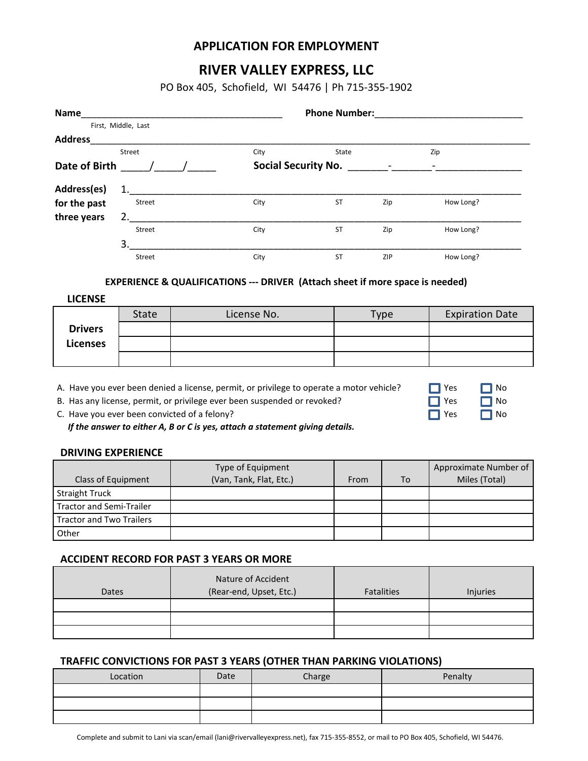## APPLICATION FOR EMPLOYMENT

# RIVER VALLEY EXPRESS, LLC

PO Box 405, Schofield, WI 54476 | Ph 715-355-1902

**Name**_______________________________________ **Phone Number:**____________________________
First, Middle, Last

**Address**____________________________________________________________________________________
Street City State Zip

**Date of Birth** _____/_____/_____ **Social Security No.** _______-_______-________________

**Address(es) for the past three years**

1. ______________________________________________________________________________
Street City ST Zip How Long?

2. ______________________________________________________________________________
Street City ST Zip How Long?

3. ______________________________________________________________________________
Street City ST ZIP How Long?

### EXPERIENCE & QUALIFICATIONS --- DRIVER (Attach sheet if more space is needed)

**LICENSE**

| | State | License No. | Type | Expiration Date |
|---|---|---|---|---|
| **Drivers Licenses** | | | | |
| | | | | |
| | | | | |

A. Have you ever been denied a license, permit, or privilege to operate a motor vehicle? ☐ Yes ☐ No

B. Has any license, permit, or privilege ever been suspended or revoked? ☐ Yes ☐ No

C. Have you ever been convicted of a felony? ☐ Yes ☐ No

***If the answer to either A, B or C is yes, attach a statement giving details.***

**DRIVING EXPERIENCE**

| Class of Equipment | Type of Equipment (Van, Tank, Flat, Etc.) | From | To | Approximate Number of Miles (Total) |
|---|---|---|---|---|
| Straight Truck | | | | |
| Tractor and Semi-Trailer | | | | |
| Tractor and Two Trailers | | | | |
| Other | | | | |

**ACCIDENT RECORD FOR PAST 3 YEARS OR MORE**

| Dates | Nature of Accident (Rear-end, Upset, Etc.) | Fatalities | Injuries |
|---|---|---|---|
| | | | |
| | | | |
| | | | |

**TRAFFIC CONVICTIONS FOR PAST 3 YEARS (OTHER THAN PARKING VIOLATIONS)**

| Location | Date | Charge | Penalty |
|---|---|---|---|
| | | | |
| | | | |
| | | | |

Complete and submit to Lani via scan/email (lani@rivervalleyexpress.net), fax 715-355-8552, or mail to PO Box 405, Schofield, WI 54476.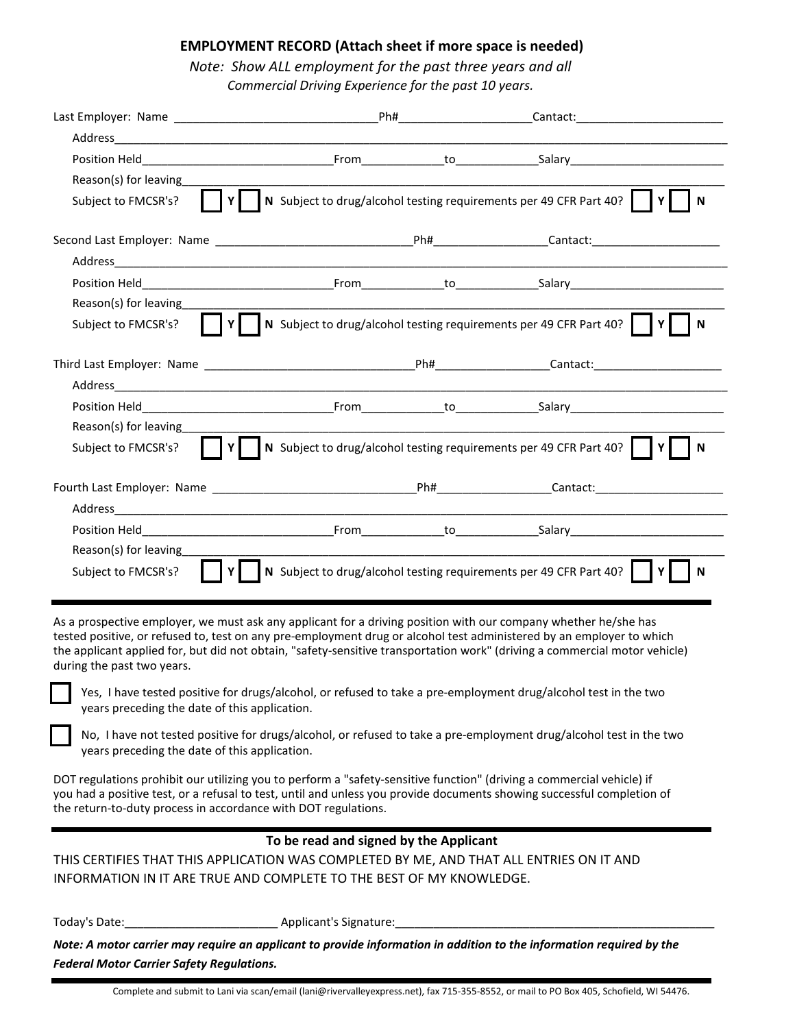## EMPLOYMENT RECORD (Attach sheet if more space is needed)

*Note: Show ALL employment for the past three years and all Commercial Driving Experience for the past 10 years.*

Last Employer: Name ______________________________ Ph#____________________ Cantact:______________________

Address________________________________________________________________________________________

Position Held____________________________ From____________ to____________ Salary________________________

Reason(s) for leaving________________________________________________________________________________

Subject to FMCSR's? ☐ Y ☐ N Subject to drug/alcohol testing requirements per 49 CFR Part 40? ☐ Y ☐ N

Second Last Employer: Name ______________________________ Ph#_________________ Cantact:____________________

Address________________________________________________________________________________________

Position Held____________________________ From____________ to____________ Salary________________________

Reason(s) for leaving________________________________________________________________________________

Subject to FMCSR's? ☐ Y ☐ N Subject to drug/alcohol testing requirements per 49 CFR Part 40? ☐ Y ☐ N

Third Last Employer: Name ______________________________ Ph#_________________ Cantact:____________________

Address________________________________________________________________________________________

Position Held____________________________ From____________ to____________ Salary________________________

Reason(s) for leaving________________________________________________________________________________

Subject to FMCSR's? ☐ Y ☐ N Subject to drug/alcohol testing requirements per 49 CFR Part 40? ☐ Y ☐ N

Fourth Last Employer: Name ______________________________ Ph#_________________ Cantact:____________________

Address________________________________________________________________________________________

Position Held____________________________ From____________ to____________ Salary________________________

Reason(s) for leaving________________________________________________________________________________

Subject to FMCSR's? ☐ Y ☐ N Subject to drug/alcohol testing requirements per 49 CFR Part 40? ☐ Y ☐ N

---

As a prospective employer, we must ask any applicant for a driving position with our company whether he/she has tested positive, or refused to, test on any pre-employment drug or alcohol test administered by an employer to which the applicant applied for, but did not obtain, "safety-sensitive transportation work" (driving a commercial motor vehicle) during the past two years.

☐ Yes, I have tested positive for drugs/alcohol, or refused to take a pre-employment drug/alcohol test in the two years preceding the date of this application.

☐ No, I have not tested positive for drugs/alcohol, or refused to take a pre-employment drug/alcohol test in the two years preceding the date of this application.

DOT regulations prohibit our utilizing you to perform a "safety-sensitive function" (driving a commercial vehicle) if you had a positive test, or a refusal to test, until and unless you provide documents showing successful completion of the return-to-duty process in accordance with DOT regulations.

---

**To be read and signed by the Applicant**

THIS CERTIFIES THAT THIS APPLICATION WAS COMPLETED BY ME, AND THAT ALL ENTRIES ON IT AND INFORMATION IN IT ARE TRUE AND COMPLETE TO THE BEST OF MY KNOWLEDGE.

Today's Date:_______________________ Applicant's Signature:_______________________________________________

***Note: A motor carrier may require an applicant to provide information in addition to the information required by the Federal Motor Carrier Safety Regulations.***

---

Complete and submit to Lani via scan/email (lani@rivervalleyexpress.net), fax 715-355-8552, or mail to PO Box 405, Schofield, WI 54476.